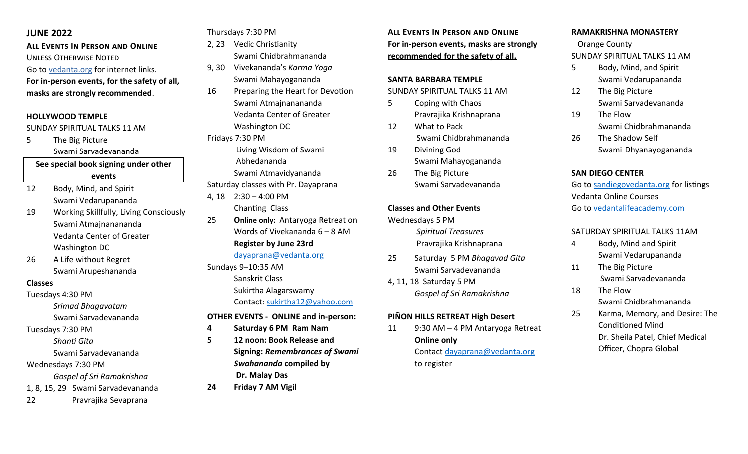## JUNE 2022

**ALL EVENTS IN PERSON AND ONLINE**
UNLESS OTHERWISE NOTED
Go to vedanta.org for internet links.
**For in-person events, for the safety of all, masks are strongly recommended**.

### HOLLYWOOD TEMPLE

SUNDAY SPIRITUAL TALKS 11 AM

5 The Big Picture
Swami Sarvadevananda

**See special book signing under other events**

12 Body, Mind, and Spirit
Swami Vedarupananda

19 Working Skillfully, Living Consciously
Swami Atmajnanananda
Vedanta Center of Greater Washington DC

26 A Life without Regret
Swami Arupeshananda

**Classes**

Tuesdays 4:30 PM
*Srimad Bhagavatam*
Swami Sarvadevananda

Tuesdays 7:30 PM
*Shanti Gita*
Swami Sarvadevananda

Wednesdays 7:30 PM
*Gospel of Sri Ramakrishna*
1, 8, 15, 29 Swami Sarvadevananda
22 Pravrajika Sevaprana

Thursdays 7:30 PM
2, 23 Vedic Christianity
Swami Chidbrahmananda
9, 30 Vivekananda's *Karma Yoga*
Swami Mahayogananda
16 Preparing the Heart for Devotion
Swami Atmajnanananda
Vedanta Center of Greater Washington DC

Fridays 7:30 PM
Living Wisdom of Swami Abhedananda
Swami Atmavidyananda

Saturday classes with Pr. Dayaprana
4, 18 2:30 – 4:00 PM
Chanting Class
25 **Online only:** Antaryoga Retreat on Words of Vivekananda 6 – 8 AM
**Register by June 23rd**
dayaprana@vedanta.org

Sundays 9–10:35 AM
Sanskrit Class
Sukirtha Alagarswamy
Contact: sukirtha12@yahoo.com

**OTHER EVENTS - ONLINE and in-person:**

**4 Saturday 6 PM Ram Nam**
**5 12 noon: Book Release and Signing: *Remembrances of Swami Swahananda* compiled by Dr. Malay Das**
**24 Friday 7 AM Vigil**

**ALL EVENTS IN PERSON AND ONLINE**
**For in-person events, masks are strongly recommended for the safety of all.**

### SANTA BARBARA TEMPLE

SUNDAY SPIRITUAL TALKS 11 AM

5 Coping with Chaos
Pravrajika Krishnaprana
12 What to Pack
Swami Chidbrahmananda
19 Divining God
Swami Mahayogananda
26 The Big Picture
Swami Sarvadevananda

**Classes and Other Events**

Wednesdays 5 PM
*Spiritual Treasures*
Pravrajika Krishnaprana
25 Saturday 5 PM *Bhagavad Gita*
Swami Sarvadevananda
4, 11, 18 Saturday 5 PM
*Gospel of Sri Ramakrishna*

### PIÑON HILLS RETREAT High Desert

11 9:30 AM – 4 PM Antaryoga Retreat
**Online only**
Contact dayaprana@vedanta.org to register

### RAMAKRISHNA MONASTERY

Orange County
SUNDAY SPIRITUAL TALKS 11 AM

5 Body, Mind, and Spirit
Swami Vedarupananda
12 The Big Picture
Swami Sarvadevananda
19 The Flow
Swami Chidbrahmananda
26 The Shadow Self
Swami Dhyanayogananda

### SAN DIEGO CENTER

Go to sandiegovedanta.org for listings
Vedanta Online Courses
Go to vedantalifeacademy.com

SATURDAY SPIRITUAL TALKS 11AM

4 Body, Mind and Spirit
Swami Vedarupananda
11 The Big Picture
Swami Sarvadevananda
18 The Flow
Swami Chidbrahmananda
25 Karma, Memory, and Desire: The Conditioned Mind
Dr. Sheila Patel, Chief Medical Officer, Chopra Global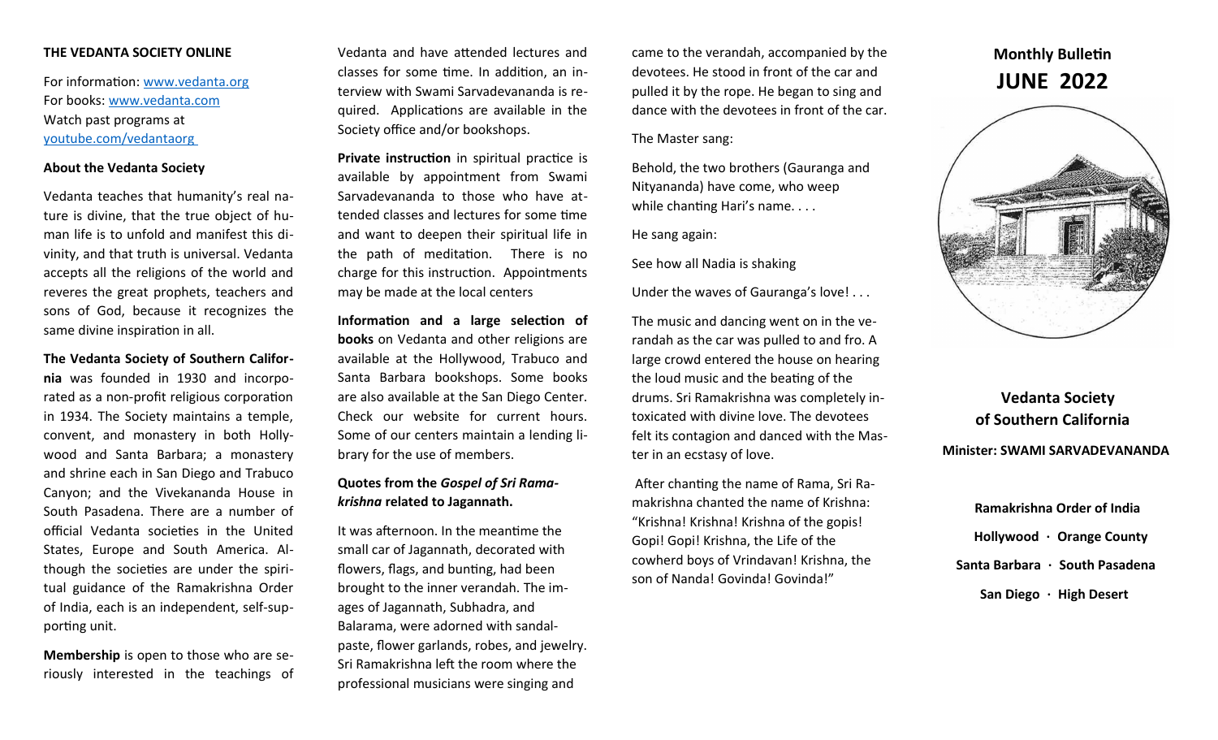**THE VEDANTA SOCIETY ONLINE**

For information: www.vedanta.org
For books: www.vedanta.com
Watch past programs at
youtube.com/vedantaorg

**About the Vedanta Society**

Vedanta teaches that humanity's real nature is divine, that the true object of human life is to unfold and manifest this divinity, and that truth is universal. Vedanta accepts all the religions of the world and reveres the great prophets, teachers and sons of God, because it recognizes the same divine inspiration in all.

**The Vedanta Society of Southern California** was founded in 1930 and incorporated as a non-profit religious corporation in 1934. The Society maintains a temple, convent, and monastery in both Hollywood and Santa Barbara; a monastery and shrine each in San Diego and Trabuco Canyon; and the Vivekananda House in South Pasadena. There are a number of official Vedanta societies in the United States, Europe and South America. Although the societies are under the spiritual guidance of the Ramakrishna Order of India, each is an independent, self-supporting unit.

**Membership** is open to those who are seriously interested in the teachings of Vedanta and have attended lectures and classes for some time. In addition, an interview with Swami Sarvadevananda is required. Applications are available in the Society office and/or bookshops.

**Private instruction** in spiritual practice is available by appointment from Swami Sarvadevananda to those who have attended classes and lectures for some time and want to deepen their spiritual life in the path of meditation. There is no charge for this instruction. Appointments may be made at the local centers

**Information and a large selection of books** on Vedanta and other religions are available at the Hollywood, Trabuco and Santa Barbara bookshops. Some books are also available at the San Diego Center. Check our website for current hours. Some of our centers maintain a lending library for the use of members.

**Quotes from the *Gospel of Sri Ramakrishna* related to Jagannath.**

It was afternoon. In the meantime the small car of Jagannath, decorated with flowers, flags, and bunting, had been brought to the inner verandah. The images of Jagannath, Subhadra, and Balarama, were adorned with sandal-paste, flower garlands, robes, and jewelry. Sri Ramakrishna left the room where the professional musicians were singing and came to the verandah, accompanied by the devotees. He stood in front of the car and pulled it by the rope. He began to sing and dance with the devotees in front of the car.

The Master sang:

Behold, the two brothers (Gauranga and Nityananda) have come, who weep while chanting Hari's name. . . .

He sang again:

See how all Nadia is shaking

Under the waves of Gauranga's love! . . .

The music and dancing went on in the verandah as the car was pulled to and fro. A large crowd entered the house on hearing the loud music and the beating of the drums. Sri Ramakrishna was completely intoxicated with divine love. The devotees felt its contagion and danced with the Master in an ecstasy of love.

After chanting the name of Rama, Sri Ramakrishna chanted the name of Krishna: "Krishna! Krishna! Krishna of the gopis! Gopi! Gopi! Krishna, the Life of the cowherd boys of Vrindavan! Krishna, the son of Nanda! Govinda! Govinda!"

## Monthly Bulletin
## JUNE 2022

## Vedanta Society of Southern California

**Minister: SWAMI SARVADEVANANDA**

**Ramakrishna Order of India**

**Hollywood · Orange County**

**Santa Barbara · South Pasadena**

**San Diego · High Desert**